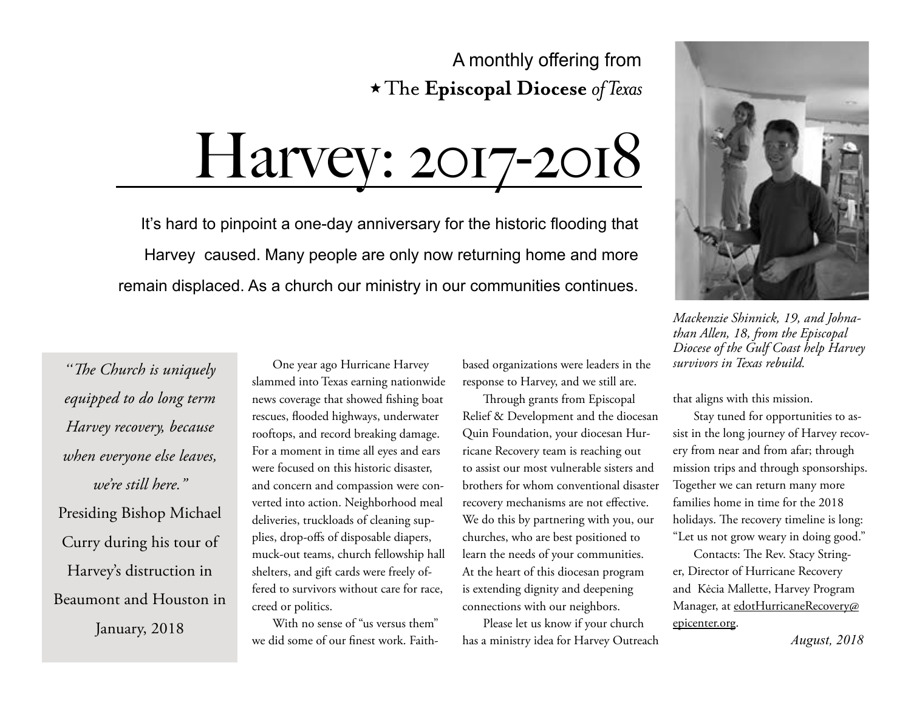A monthly offering from

★ The **Episcopal Diocese** *of Texas*

# Harvey: 2017-2018

It's hard to pinpoint a one-day anniversary for the historic flooding that Harvey caused. Many people are only now returning home and more remain displaced. As a church our ministry in our communities continues.

*Mackenzie Shinnick, 19, and Johnathan Allen, 18, from the Episcopal Diocese of the Gulf Coast help Harvey survivors in Texas rebuild.*

> *"The Church is uniquely equipped to do long term Harvey recovery, because when everyone else leaves, we're still here."*
> Presiding Bishop Michael Curry during his tour of Harvey's distruction in Beaumont and Houston in January, 2018

One year ago Hurricane Harvey slammed into Texas earning nationwide news coverage that showed fishing boat rescues, flooded highways, underwater rooftops, and record breaking damage. For a moment in time all eyes and ears were focused on this historic disaster, and concern and compassion were converted into action. Neighborhood meal deliveries, truckloads of cleaning supplies, drop-offs of disposable diapers, muck-out teams, church fellowship hall shelters, and gift cards were freely offered to survivors without care for race, creed or politics.

With no sense of "us versus them" we did some of our finest work. Faith-based organizations were leaders in the response to Harvey, and we still are.

Through grants from Episcopal Relief & Development and the diocesan Quin Foundation, your diocesan Hurricane Recovery team is reaching out to assist our most vulnerable sisters and brothers for whom conventional disaster recovery mechanisms are not effective. We do this by partnering with you, our churches, who are best positioned to learn the needs of your communities. At the heart of this diocesan program is extending dignity and deepening connections with our neighbors.

Please let us know if your church has a ministry idea for Harvey Outreach that aligns with this mission.

Stay tuned for opportunities to assist in the long journey of Harvey recovery from near and from afar; through mission trips and through sponsorships. Together we can return many more families home in time for the 2018 holidays. The recovery timeline is long: "Let us not grow weary in doing good."

Contacts: The Rev. Stacy Stringer, Director of Hurricane Recovery and Kėcia Mallette, Harvey Program Manager, at edotHurricaneRecovery@epicenter.org.

*August, 2018*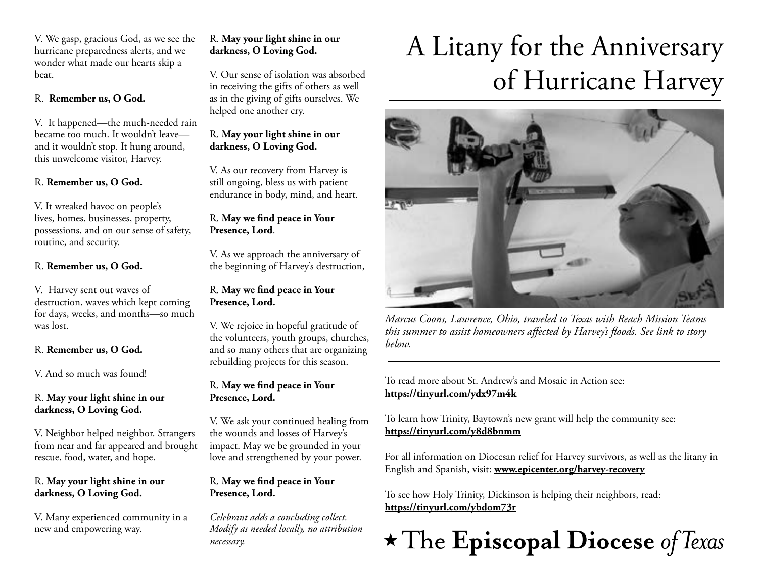V. We gasp, gracious God, as we see the hurricane preparedness alerts, and we wonder what made our hearts skip a beat.

R. **Remember us, O God.**

V. It happened—the much-needed rain became too much. It wouldn't leave—and it wouldn't stop. It hung around, this unwelcome visitor, Harvey.

R. **Remember us, O God.**

V. It wreaked havoc on people's lives, homes, businesses, property, possessions, and on our sense of safety, routine, and security.

R. **Remember us, O God.**

V. Harvey sent out waves of destruction, waves which kept coming for days, weeks, and months—so much was lost.

R. **Remember us, O God.**

V. And so much was found!

R. **May your light shine in our darkness, O Loving God.**

V. Neighbor helped neighbor. Strangers from near and far appeared and brought rescue, food, water, and hope.

R. **May your light shine in our darkness, O Loving God.**

V. Many experienced community in a new and empowering way.

R. **May your light shine in our darkness, O Loving God.**

V. Our sense of isolation was absorbed in receiving the gifts of others as well as in the giving of gifts ourselves. We helped one another cry.

R. **May your light shine in our darkness, O Loving God.**

V. As our recovery from Harvey is still ongoing, bless us with patient endurance in body, mind, and heart.

R. **May we find peace in Your Presence, Lord**.

V. As we approach the anniversary of the beginning of Harvey's destruction,

R. **May we find peace in Your Presence, Lord.**

V. We rejoice in hopeful gratitude of the volunteers, youth groups, churches, and so many others that are organizing rebuilding projects for this season.

R. **May we find peace in Your Presence, Lord.**

V. We ask your continued healing from the wounds and losses of Harvey's impact. May we be grounded in your love and strengthened by your power.

R. **May we find peace in Your Presence, Lord.**

*Celebrant adds a concluding collect. Modify as needed locally, no attribution necessary.*

# A Litany for the Anniversary of Hurricane Harvey

*Marcus Coons, Lawrence, Ohio, traveled to Texas with Reach Mission Teams this summer to assist homeowners affected by Harvey's floods. See link to story below.*

To read more about St. Andrew's and Mosaic in Action see: **https://tinyurl.com/ydx97m4k**

To learn how Trinity, Baytown's new grant will help the community see: **https://tinyurl.com/y8d8bnmm**

For all information on Diocesan relief for Harvey survivors, as well as the litany in English and Spanish, visit: **www.epicenter.org/harvey-recovery**

To see how Holy Trinity, Dickinson is helping their neighbors, read: **https://tinyurl.com/ybdom73r**

★ The **Episcopal Diocese** *of Texas*